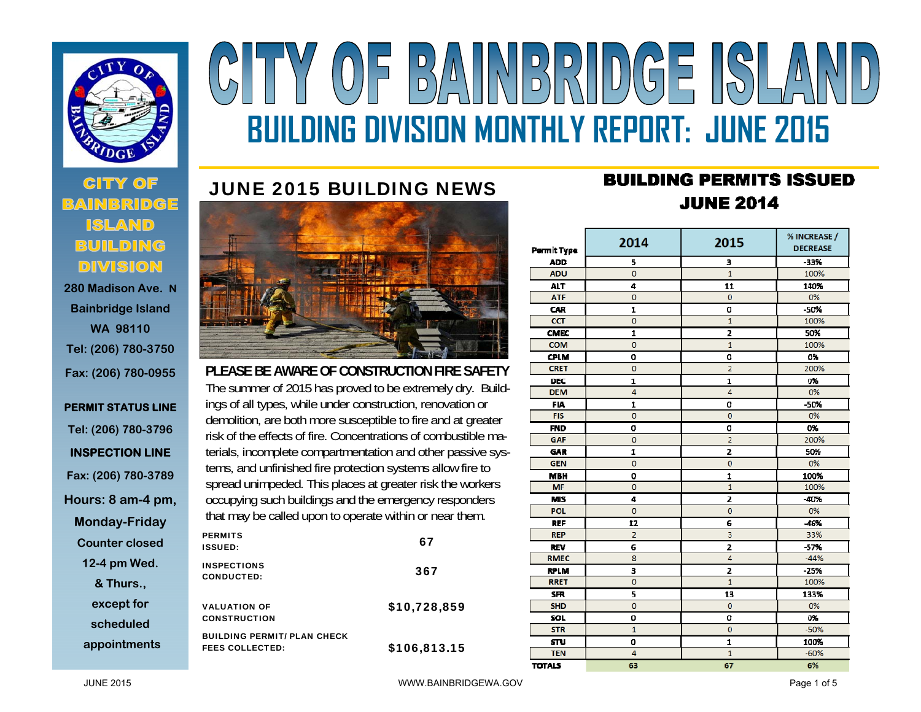# CITY OF BAINBRIDGE ISLAND

## BUILDING DIVISION MONTHLY REPORT: JUNE 2015

**CITY OF BAINBRIDGE ISLAND BUILDING DIVISION**

280 Madison Ave. N
Bainbridge Island
WA 98110
Tel: (206) 780-3750
Fax: (206) 780-0955

**PERMIT STATUS LINE**
Tel: (206) 780-3796

**INSPECTION LINE**
Fax: (206) 780-3789

Hours: 8 am-4 pm, Monday-Friday
Counter closed 12-4 pm Wed. & Thurs., except for scheduled appointments

## JUNE 2015 BUILDING NEWS

### PLEASE BE AWARE OF CONSTRUCTION FIRE SAFETY

The summer of 2015 has proved to be extremely dry. Buildings of all types, while under construction, renovation or demolition, are both more susceptible to fire and at greater risk of the effects of fire. Concentrations of combustible materials, incomplete compartmentation and other passive systems, and unfinished fire protection systems allow fire to spread unimpeded. This places at greater risk the workers occupying such buildings and the emergency responders that may be called upon to operate within or near them.

| | |
|---|---|
| PERMITS ISSUED: | 67 |
| INSPECTIONS CONDUCTED: | 367 |
| VALUATION OF CONSTRUCTION | $10,728,859 |
| BUILDING PERMIT/ PLAN CHECK FEES COLLECTED: | $106,813.15 |

## BUILDING PERMITS ISSUED JUNE 2014

| Permit Type | 2014 | 2015 | % INCREASE / DECREASE |
|---|---|---|---|
| ADD | 5 | 3 | -33% |
| ADU | 0 | 1 | 100% |
| ALT | 4 | 11 | 140% |
| ATF | 0 | 0 | 0% |
| CAR | 1 | 0 | -50% |
| CCT | 0 | 1 | 100% |
| CMEC | 1 | 2 | 50% |
| COM | 0 | 1 | 100% |
| CPLM | 0 | 0 | 0% |
| CRET | 0 | 2 | 200% |
| DEC | 1 | 1 | 0% |
| DEM | 4 | 4 | 0% |
| FIA | 1 | 0 | -50% |
| FIS | 0 | 0 | 0% |
| FND | 0 | 0 | 0% |
| GAF | 0 | 2 | 200% |
| GAR | 1 | 2 | 50% |
| GEN | 0 | 0 | 0% |
| MBH | 0 | 1 | 100% |
| MF | 0 | 1 | 100% |
| MIS | 4 | 2 | -40% |
| POL | 0 | 0 | 0% |
| REF | 12 | 6 | -46% |
| REP | 2 | 3 | 33% |
| REV | 6 | 2 | -57% |
| RMEC | 8 | 4 | -44% |
| RPLM | 3 | 2 | -25% |
| RRET | 0 | 1 | 100% |
| SFR | 5 | 13 | 133% |
| SHD | 0 | 0 | 0% |
| SOL | 0 | 0 | 0% |
| STR | 1 | 0 | -50% |
| STU | 0 | 1 | 100% |
| TEN | 4 | 1 | -60% |
| TOTALS | 63 | 67 | 6% |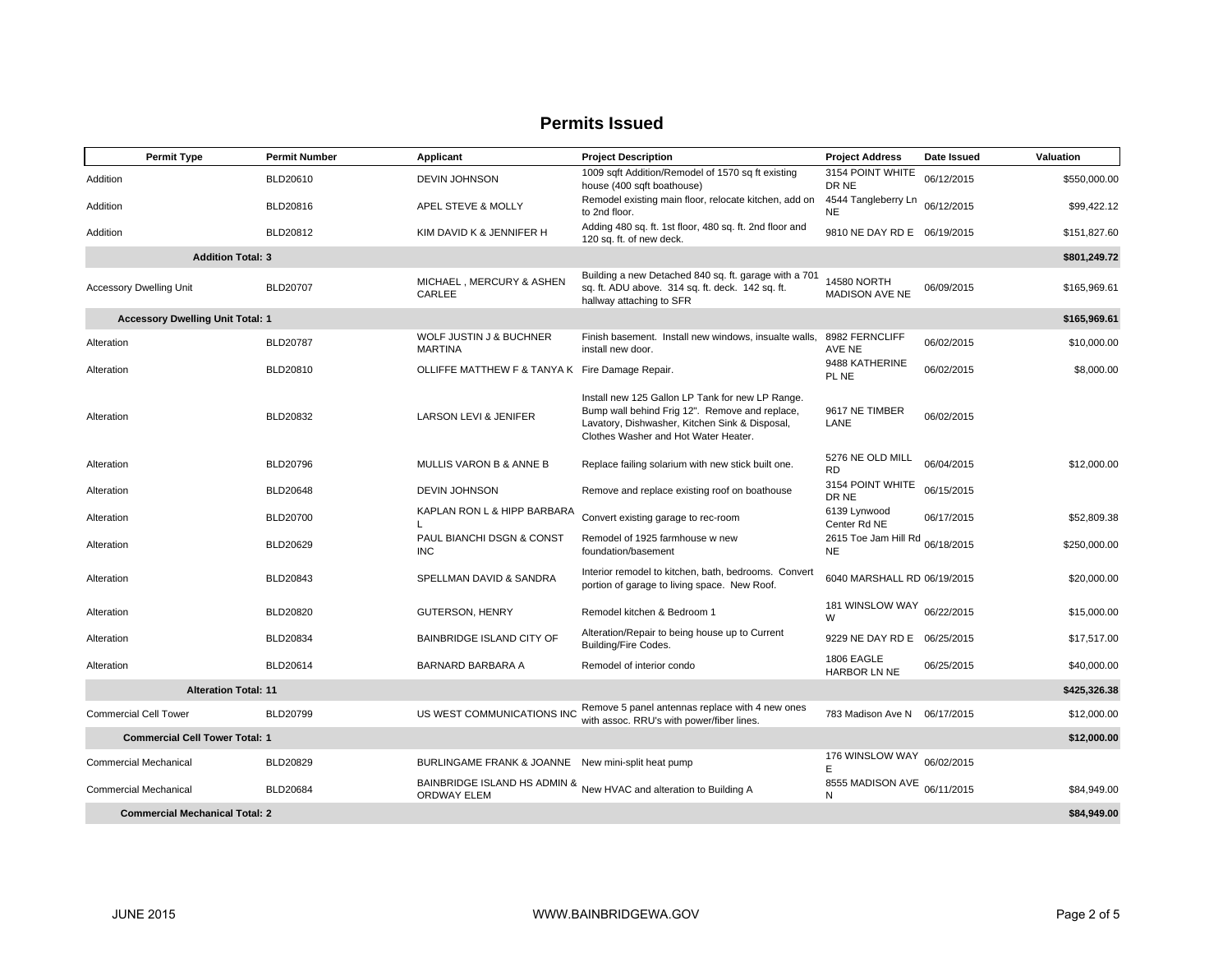# Permits Issued

| Permit Type | Permit Number | Applicant | Project Description | Project Address | Date Issued | Valuation |
|---|---|---|---|---|---|---|
| Addition | BLD20610 | DEVIN JOHNSON | 1009 sqft Addition/Remodel of 1570 sq ft existing house (400 sqft boathouse) | 3154 POINT WHITE DR NE | 06/12/2015 | $550,000.00 |
| Addition | BLD20816 | APEL STEVE & MOLLY | Remodel existing main floor, relocate kitchen, add on to 2nd floor. | 4544 Tangleberry Ln NE | 06/12/2015 | $99,422.12 |
| Addition | BLD20812 | KIM DAVID K & JENNIFER H | Adding 480 sq. ft. 1st floor, 480 sq. ft. 2nd floor and 120 sq. ft. of new deck. | 9810 NE DAY RD E | 06/19/2015 | $151,827.60 |
| **Addition Total: 3** | | | | | | **$801,249.72** |
| Accessory Dwelling Unit | BLD20707 | MICHAEL , MERCURY & ASHEN CARLEE | Building a new Detached 840 sq. ft. garage with a 701 sq. ft. ADU above. 314 sq. ft. deck. 142 sq. ft. hallway attaching to SFR | 14580 NORTH MADISON AVE NE | 06/09/2015 | $165,969.61 |
| **Accessory Dwelling Unit Total: 1** | | | | | | **$165,969.61** |
| Alteration | BLD20787 | WOLF JUSTIN J & BUCHNER MARTINA | Finish basement. Install new windows, insualte walls, install new door. | 8982 FERNCLIFF AVE NE | 06/02/2015 | $10,000.00 |
| Alteration | BLD20810 | OLLIFFE MATTHEW F & TANYA K | Fire Damage Repair. | 9488 KATHERINE PL NE | 06/02/2015 | $8,000.00 |
| Alteration | BLD20832 | LARSON LEVI & JENIFER | Install new 125 Gallon LP Tank for new LP Range. Bump wall behind Frig 12". Remove and replace, Lavatory, Dishwasher, Kitchen Sink & Disposal, Clothes Washer and Hot Water Heater. | 9617 NE TIMBER LANE | 06/02/2015 | |
| Alteration | BLD20796 | MULLIS VARON B & ANNE B | Replace failing solarium with new stick built one. | 5276 NE OLD MILL RD | 06/04/2015 | $12,000.00 |
| Alteration | BLD20648 | DEVIN JOHNSON | Remove and replace existing roof on boathouse | 3154 POINT WHITE DR NE | 06/15/2015 | |
| Alteration | BLD20700 | KAPLAN RON L & HIPP BARBARA L | Convert existing garage to rec-room | 6139 Lynwood Center Rd NE | 06/17/2015 | $52,809.38 |
| Alteration | BLD20629 | PAUL BIANCHI DSGN & CONST INC | Remodel of 1925 farmhouse w new foundation/basement | 2615 Toe Jam Hill Rd NE | 06/18/2015 | $250,000.00 |
| Alteration | BLD20843 | SPELLMAN DAVID & SANDRA | Interior remodel to kitchen, bath, bedrooms. Convert portion of garage to living space. New Roof. | 6040 MARSHALL RD | 06/19/2015 | $20,000.00 |
| Alteration | BLD20820 | GUTERSON, HENRY | Remodel kitchen & Bedroom 1 | 181 WINSLOW WAY W | 06/22/2015 | $15,000.00 |
| Alteration | BLD20834 | BAINBRIDGE ISLAND CITY OF | Alteration/Repair to being house up to Current Building/Fire Codes. | 9229 NE DAY RD E | 06/25/2015 | $17,517.00 |
| Alteration | BLD20614 | BARNARD BARBARA A | Remodel of interior condo | 1806 EAGLE HARBOR LN NE | 06/25/2015 | $40,000.00 |
| **Alteration Total: 11** | | | | | | **$425,326.38** |
| Commercial Cell Tower | BLD20799 | US WEST COMMUNICATIONS INC | Remove 5 panel antennas replace with 4 new ones with assoc. RRU's with power/fiber lines. | 783 Madison Ave N | 06/17/2015 | $12,000.00 |
| **Commercial Cell Tower Total: 1** | | | | | | **$12,000.00** |
| Commercial Mechanical | BLD20829 | BURLINGAME FRANK & JOANNE | New mini-split heat pump | 176 WINSLOW WAY E | 06/02/2015 | |
| Commercial Mechanical | BLD20684 | BAINBRIDGE ISLAND HS ADMIN & ORDWAY ELEM | New HVAC and alteration to Building A | 8555 MADISON AVE N | 06/11/2015 | $84,949.00 |
| **Commercial Mechanical Total: 2** | | | | | | **$84,949.00** |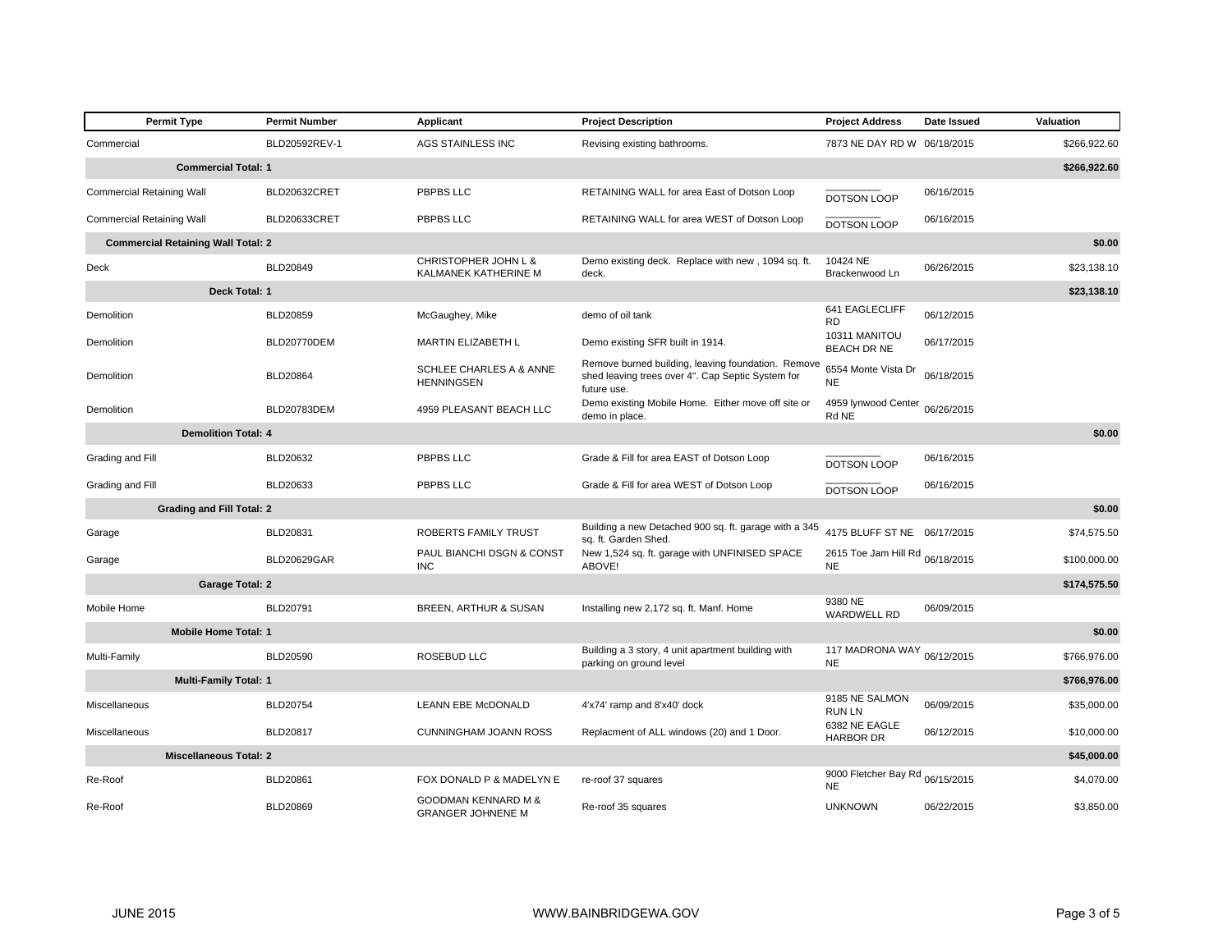| Permit Type | Permit Number | Applicant | Project Description | Project Address | Date Issued | Valuation |
|---|---|---|---|---|---|---|
| Commercial | BLD20592REV-1 | AGS STAINLESS INC | Revising existing bathrooms. | 7873 NE DAY RD W | 06/18/2015 | $266,922.60 |
| **Commercial Total: 1** | | | | | | **$266,922.60** |
| Commercial Retaining Wall | BLD20632CRET | PBPBS LLC | RETAINING WALL for area East of Dotson Loop | __________ DOTSON LOOP | 06/16/2015 | |
| Commercial Retaining Wall | BLD20633CRET | PBPBS LLC | RETAINING WALL for area WEST of Dotson Loop | __________ DOTSON LOOP | 06/16/2015 | |
| **Commercial Retaining Wall Total: 2** | | | | | | **$0.00** |
| Deck | BLD20849 | CHRISTOPHER JOHN L & KALMANEK KATHERINE M | Demo existing deck. Replace with new , 1094 sq. ft. deck. | 10424 NE Brackenwood Ln | 06/26/2015 | $23,138.10 |
| **Deck Total: 1** | | | | | | **$23,138.10** |
| Demolition | BLD20859 | McGaughey, Mike | demo of oil tank | 641 EAGLECLIFF RD | 06/12/2015 | |
| Demolition | BLD20770DEM | MARTIN ELIZABETH L | Demo existing SFR built in 1914. | 10311 MANITOU BEACH DR NE | 06/17/2015 | |
| Demolition | BLD20864 | SCHLEE CHARLES A & ANNE HENNINGSEN | Remove burned building, leaving foundation. Remove shed leaving trees over 4". Cap Septic System for future use. | 6554 Monte Vista Dr NE | 06/18/2015 | |
| Demolition | BLD20783DEM | 4959 PLEASANT BEACH LLC | Demo existing Mobile Home. Either move off site or demo in place. | 4959 lynwood Center Rd NE | 06/26/2015 | |
| **Demolition Total: 4** | | | | | | **$0.00** |
| Grading and Fill | BLD20632 | PBPBS LLC | Grade & Fill for area EAST of Dotson Loop | __________ DOTSON LOOP | 06/16/2015 | |
| Grading and Fill | BLD20633 | PBPBS LLC | Grade & Fill for area WEST of Dotson Loop | __________ DOTSON LOOP | 06/16/2015 | |
| **Grading and Fill Total: 2** | | | | | | **$0.00** |
| Garage | BLD20831 | ROBERTS FAMILY TRUST | Building a new Detached 900 sq. ft. garage with a 345 sq. ft. Garden Shed. | 4175 BLUFF ST NE | 06/17/2015 | $74,575.50 |
| Garage | BLD20629GAR | PAUL BIANCHI DSGN & CONST INC | New 1,524 sq. ft. garage with UNFINISED SPACE ABOVE! | 2615 Toe Jam Hill Rd NE | 06/18/2015 | $100,000.00 |
| **Garage Total: 2** | | | | | | **$174,575.50** |
| Mobile Home | BLD20791 | BREEN, ARTHUR & SUSAN | Installing new 2,172 sq. ft. Manf. Home | 9380 NE WARDWELL RD | 06/09/2015 | |
| **Mobile Home Total: 1** | | | | | | **$0.00** |
| Multi-Family | BLD20590 | ROSEBUD LLC | Building a 3 story, 4 unit apartment building with parking on ground level | 117 MADRONA WAY NE | 06/12/2015 | $766,976.00 |
| **Multi-Family Total: 1** | | | | | | **$766,976.00** |
| Miscellaneous | BLD20754 | LEANN EBE McDONALD | 4'x74' ramp and 8'x40' dock | 9185 NE SALMON RUN LN | 06/09/2015 | $35,000.00 |
| Miscellaneous | BLD20817 | CUNNINGHAM JOANN ROSS | Replacment of ALL windows (20) and 1 Door. | 6382 NE EAGLE HARBOR DR | 06/12/2015 | $10,000.00 |
| **Miscellaneous Total: 2** | | | | | | **$45,000.00** |
| Re-Roof | BLD20861 | FOX DONALD P & MADELYN E | re-roof 37 squares | 9000 Fletcher Bay Rd NE | 06/15/2015 | $4,070.00 |
| Re-Roof | BLD20869 | GOODMAN KENNARD M & GRANGER JOHNENE M | Re-roof 35 squares | UNKNOWN | 06/22/2015 | $3,850.00 |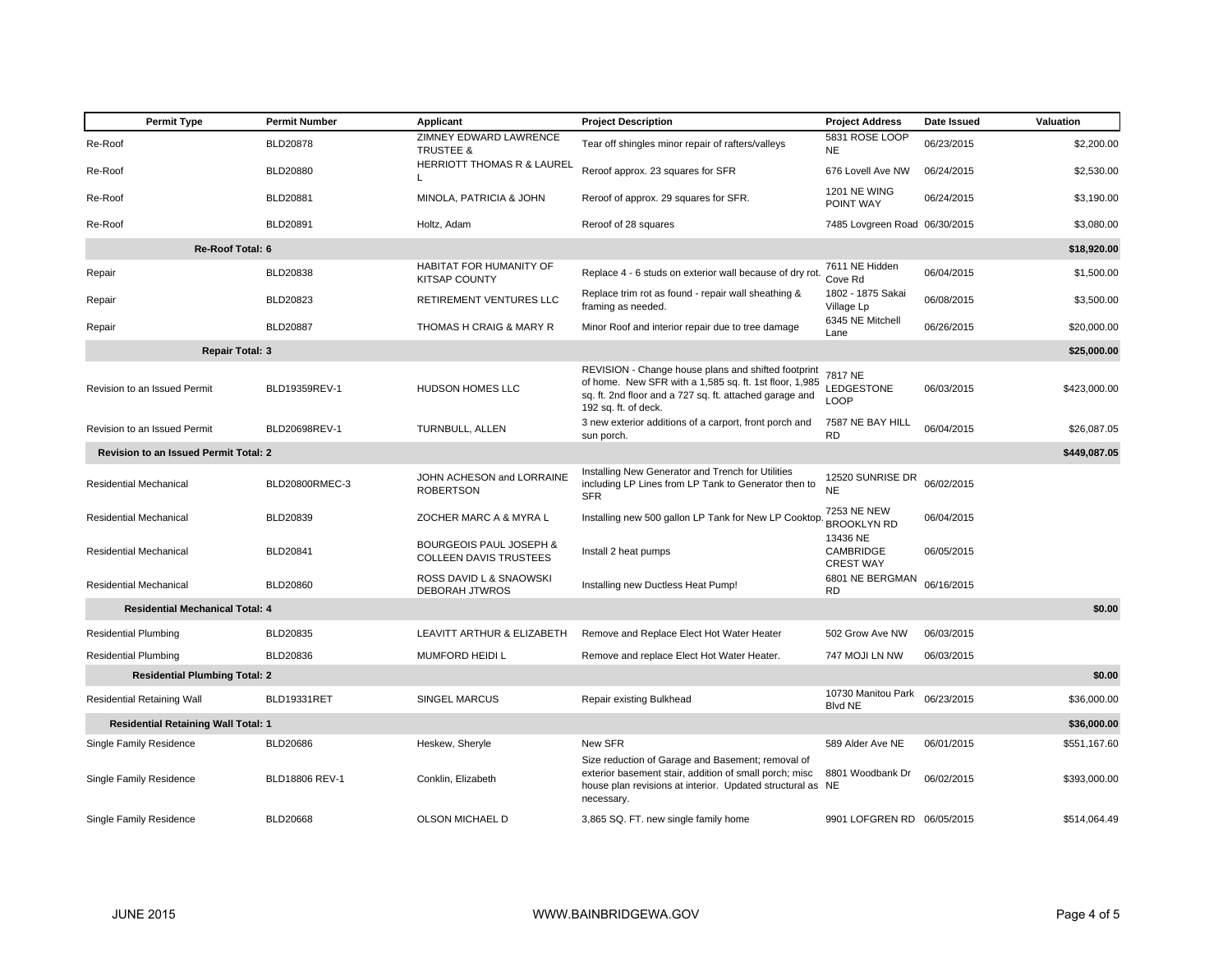| Permit Type | Permit Number | Applicant | Project Description | Project Address | Date Issued | Valuation |
|---|---|---|---|---|---|---|
| Re-Roof | BLD20878 | ZIMNEY EDWARD LAWRENCE TRUSTEE & | Tear off shingles minor repair of rafters/valleys | 5831 ROSE LOOP NE | 06/23/2015 | $2,200.00 |
| Re-Roof | BLD20880 | HERRIOTT THOMAS R & LAUREL L | Reroof approx. 23 squares for SFR | 676 Lovell Ave NW | 06/24/2015 | $2,530.00 |
| Re-Roof | BLD20881 | MINOLA, PATRICIA & JOHN | Reroof of approx. 29 squares for SFR. | 1201 NE WING POINT WAY | 06/24/2015 | $3,190.00 |
| Re-Roof | BLD20891 | Holtz, Adam | Reroof of 28 squares | 7485 Lovgreen Road | 06/30/2015 | $3,080.00 |
| **Re-Roof Total: 6** | | | | | | **$18,920.00** |
| Repair | BLD20838 | HABITAT FOR HUMANITY OF KITSAP COUNTY | Replace 4 - 6 studs on exterior wall because of dry rot. | 7611 NE Hidden Cove Rd | 06/04/2015 | $1,500.00 |
| Repair | BLD20823 | RETIREMENT VENTURES LLC | Replace trim rot as found - repair wall sheathing & framing as needed. | 1802 - 1875 Sakai Village Lp | 06/08/2015 | $3,500.00 |
| Repair | BLD20887 | THOMAS H CRAIG & MARY R | Minor Roof and interior repair due to tree damage | 6345 NE Mitchell Lane | 06/26/2015 | $20,000.00 |
| **Repair Total: 3** | | | | | | **$25,000.00** |
| Revision to an Issued Permit | BLD19359REV-1 | HUDSON HOMES LLC | REVISION - Change house plans and shifted footprint of home. New SFR with a 1,585 sq. ft. 1st floor, 1,985 sq. ft. 2nd floor and a 727 sq. ft. attached garage and 192 sq. ft. of deck. | 7817 NE LEDGESTONE LOOP | 06/03/2015 | $423,000.00 |
| Revision to an Issued Permit | BLD20698REV-1 | TURNBULL, ALLEN | 3 new exterior additions of a carport, front porch and sun porch. | 7587 NE BAY HILL RD | 06/04/2015 | $26,087.05 |
| **Revision to an Issued Permit Total: 2** | | | | | | **$449,087.05** |
| Residential Mechanical | BLD20800RMEC-3 | JOHN ACHESON and LORRAINE ROBERTSON | Installing New Generator and Trench for Utilities including LP Lines from LP Tank to Generator then to SFR | 12520 SUNRISE DR NE | 06/02/2015 | |
| Residential Mechanical | BLD20839 | ZOCHER MARC A & MYRA L | Installing new 500 gallon LP Tank for New LP Cooktop. | 7253 NE NEW BROOKLYN RD | 06/04/2015 | |
| Residential Mechanical | BLD20841 | BOURGEOIS PAUL JOSEPH & COLLEEN DAVIS TRUSTEES | Install 2 heat pumps | 13436 NE CAMBRIDGE CREST WAY | 06/05/2015 | |
| Residential Mechanical | BLD20860 | ROSS DAVID L & SNAOWSKI DEBORAH JTWROS | Installing new Ductless Heat Pump! | 6801 NE BERGMAN RD | 06/16/2015 | |
| **Residential Mechanical Total: 4** | | | | | | **$0.00** |
| Residential Plumbing | BLD20835 | LEAVITT ARTHUR & ELIZABETH | Remove and Replace Elect Hot Water Heater | 502 Grow Ave NW | 06/03/2015 | |
| Residential Plumbing | BLD20836 | MUMFORD HEIDI L | Remove and replace Elect Hot Water Heater. | 747 MOJI LN NW | 06/03/2015 | |
| **Residential Plumbing Total: 2** | | | | | | **$0.00** |
| Residential Retaining Wall | BLD19331RET | SINGEL MARCUS | Repair existing Bulkhead | 10730 Manitou Park Blvd NE | 06/23/2015 | $36,000.00 |
| **Residential Retaining Wall Total: 1** | | | | | | **$36,000.00** |
| Single Family Residence | BLD20686 | Heskew, Sheryle | New SFR | 589 Alder Ave NE | 06/01/2015 | $551,167.60 |
| Single Family Residence | BLD18806 REV-1 | Conklin, Elizabeth | Size reduction of Garage and Basement; removal of exterior basement stair, addition of small porch; misc house plan revisions at interior. Updated structural as necessary. | 8801 Woodbank Dr NE | 06/02/2015 | $393,000.00 |
| Single Family Residence | BLD20668 | OLSON MICHAEL D | 3,865 SQ. FT. new single family home | 9901 LOFGREN RD | 06/05/2015 | $514,064.49 |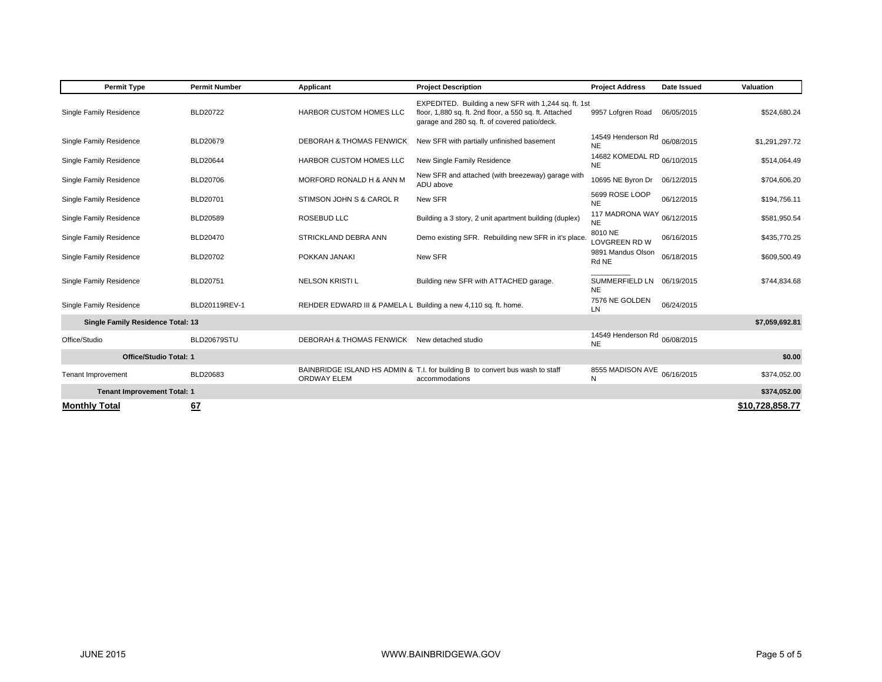| Permit Type | Permit Number | Applicant | Project Description | Project Address | Date Issued | Valuation |
|---|---|---|---|---|---|---|
| Single Family Residence | BLD20722 | HARBOR CUSTOM HOMES LLC | EXPEDITED. Building a new SFR with 1,244 sq. ft. 1st floor, 1,880 sq. ft. 2nd floor, a 550 sq. ft. Attached garage and 280 sq. ft. of covered patio/deck. | 9957 Lofgren Road | 06/05/2015 | $524,680.24 |
| Single Family Residence | BLD20679 | DEBORAH & THOMAS FENWICK | New SFR with partially unfinished basement | 14549 Henderson Rd NE | 06/08/2015 | $1,291,297.72 |
| Single Family Residence | BLD20644 | HARBOR CUSTOM HOMES LLC | New Single Family Residence | 14682 KOMEDAL RD NE | 06/10/2015 | $514,064.49 |
| Single Family Residence | BLD20706 | MORFORD RONALD H & ANN M | New SFR and attached (with breezeway) garage with ADU above | 10695 NE Byron Dr | 06/12/2015 | $704,606.20 |
| Single Family Residence | BLD20701 | STIMSON JOHN S & CAROL R | New SFR | 5699 ROSE LOOP NE | 06/12/2015 | $194,756.11 |
| Single Family Residence | BLD20589 | ROSEBUD LLC | Building a 3 story, 2 unit apartment building (duplex) | 117 MADRONA WAY NE | 06/12/2015 | $581,950.54 |
| Single Family Residence | BLD20470 | STRICKLAND DEBRA ANN | Demo existing SFR. Rebuilding new SFR in it's place. | 8010 NE LOVGREEN RD W | 06/16/2015 | $435,770.25 |
| Single Family Residence | BLD20702 | POKKAN JANAKI | New SFR | 9891 Mandus Olson Rd NE | 06/18/2015 | $609,500.49 |
| Single Family Residence | BLD20751 | NELSON KRISTI L | Building new SFR with ATTACHED garage. | _________ SUMMERFIELD LN NE | 06/19/2015 | $744,834.68 |
| Single Family Residence | BLD20119REV-1 | REHDER EDWARD III & PAMELA L | Building a new 4,110 sq. ft. home. | 7576 NE GOLDEN LN | 06/24/2015 | |
| **Single Family Residence Total: 13** | | | | | | **$7,059,692.81** |
| Office/Studio | BLD20679STU | DEBORAH & THOMAS FENWICK | New detached studio | 14549 Henderson Rd NE | 06/08/2015 | |
| **Office/Studio Total: 1** | | | | | | **$0.00** |
| Tenant Improvement | BLD20683 | BAINBRIDGE ISLAND HS ADMIN & ORDWAY ELEM | T.I. for building B to convert bus wash to staff accommodations | 8555 MADISON AVE N | 06/16/2015 | $374,052.00 |
| **Tenant Improvement Total: 1** | | | | | | **$374,052.00** |
| **Monthly Total** | **67** | | | | | **$10,728,858.77** |